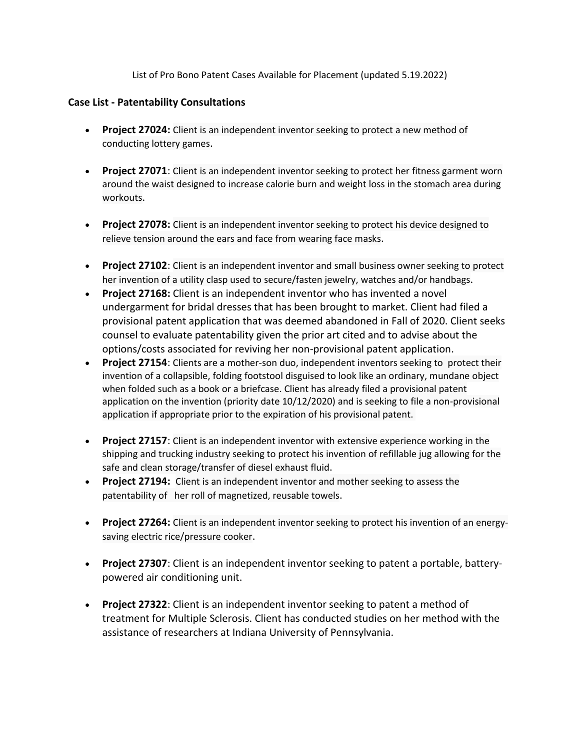List of Pro Bono Patent Cases Available for Placement (updated 5.19.2022)

## Case List - Patentability Consultations

- **Project 27024:** Client is an independent inventor seeking to protect a new method of conducting lottery games.

- **Project 27071**: Client is an independent inventor seeking to protect her fitness garment worn around the waist designed to increase calorie burn and weight loss in the stomach area during workouts.

- **Project 27078:** Client is an independent inventor seeking to protect his device designed to relieve tension around the ears and face from wearing face masks.

- **Project 27102**: Client is an independent inventor and small business owner seeking to protect her invention of a utility clasp used to secure/fasten jewelry, watches and/or handbags.
- **Project 27168:** Client is an independent inventor who has invented a novel undergarment for bridal dresses that has been brought to market. Client had filed a provisional patent application that was deemed abandoned in Fall of 2020. Client seeks counsel to evaluate patentability given the prior art cited and to advise about the options/costs associated for reviving her non-provisional patent application.
- **Project 27154**: Clients are a mother-son duo, independent inventors seeking to protect their invention of a collapsible, folding footstool disguised to look like an ordinary, mundane object when folded such as a book or a briefcase. Client has already filed a provisional patent application on the invention (priority date 10/12/2020) and is seeking to file a non-provisional application if appropriate prior to the expiration of his provisional patent.

- **Project 27157**: Client is an independent inventor with extensive experience working in the shipping and trucking industry seeking to protect his invention of refillable jug allowing for the safe and clean storage/transfer of diesel exhaust fluid.
- **Project 27194:** Client is an independent inventor and mother seeking to assess the patentability of her roll of magnetized, reusable towels.

- **Project 27264:** Client is an independent inventor seeking to protect his invention of an energy-saving electric rice/pressure cooker.

- **Project 27307**: Client is an independent inventor seeking to patent a portable, battery-powered air conditioning unit.

- **Project 27322**: Client is an independent inventor seeking to patent a method of treatment for Multiple Sclerosis. Client has conducted studies on her method with the assistance of researchers at Indiana University of Pennsylvania.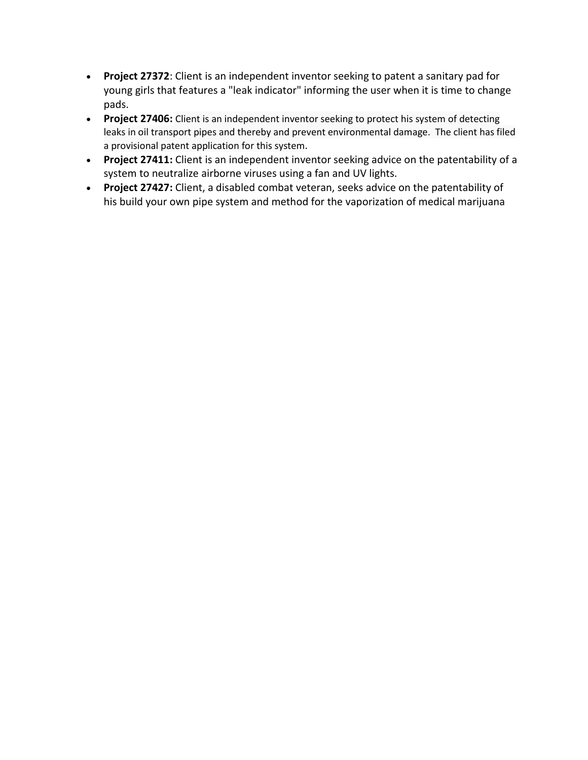- **Project 27372**: Client is an independent inventor seeking to patent a sanitary pad for young girls that features a "leak indicator" informing the user when it is time to change pads.
- **Project 27406:** Client is an independent inventor seeking to protect his system of detecting leaks in oil transport pipes and thereby and prevent environmental damage.  The client has filed a provisional patent application for this system.
- **Project 27411:** Client is an independent inventor seeking advice on the patentability of a system to neutralize airborne viruses using a fan and UV lights.
- **Project 27427:** Client, a disabled combat veteran, seeks advice on the patentability of his build your own pipe system and method for the vaporization of medical marijuana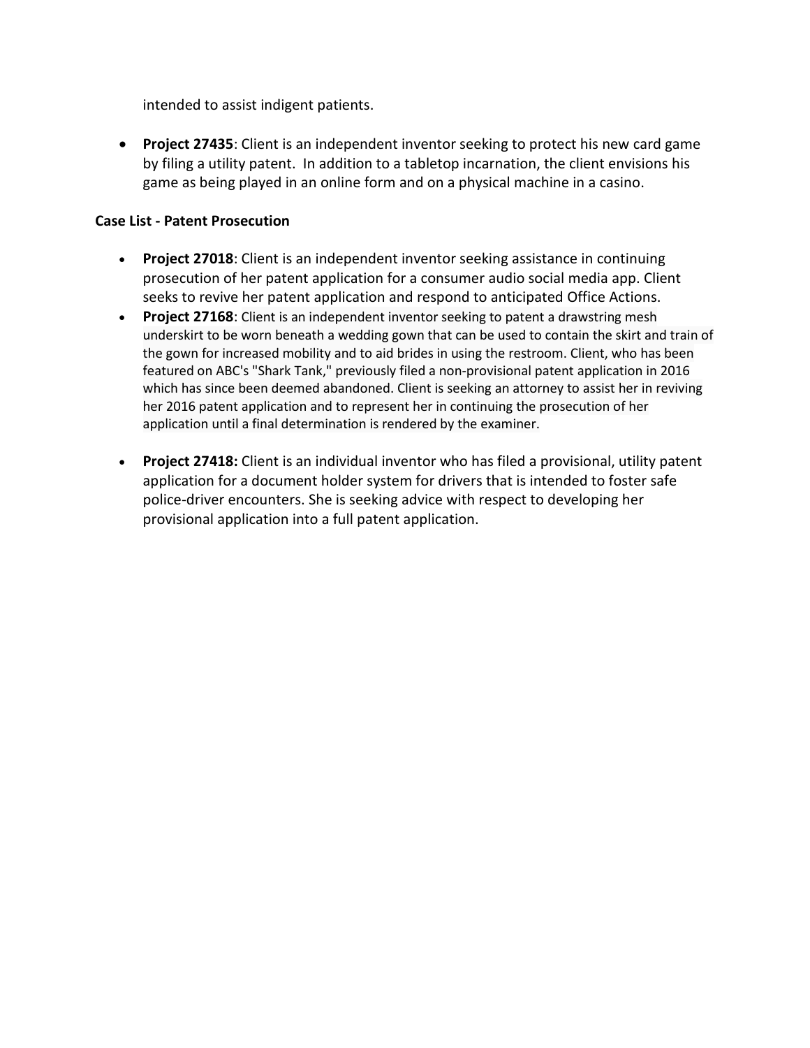intended to assist indigent patients.

- **Project 27435**: Client is an independent inventor seeking to protect his new card game by filing a utility patent. In addition to a tabletop incarnation, the client envisions his game as being played in an online form and on a physical machine in a casino.

**Case List - Patent Prosecution**

- **Project 27018**: Client is an independent inventor seeking assistance in continuing prosecution of her patent application for a consumer audio social media app. Client seeks to revive her patent application and respond to anticipated Office Actions.
- **Project 27168**: Client is an independent inventor seeking to patent a drawstring mesh underskirt to be worn beneath a wedding gown that can be used to contain the skirt and train of the gown for increased mobility and to aid brides in using the restroom. Client, who has been featured on ABC's "Shark Tank," previously filed a non-provisional patent application in 2016 which has since been deemed abandoned. Client is seeking an attorney to assist her in reviving her 2016 patent application and to represent her in continuing the prosecution of her application until a final determination is rendered by the examiner.
- **Project 27418:** Client is an individual inventor who has filed a provisional, utility patent application for a document holder system for drivers that is intended to foster safe police-driver encounters. She is seeking advice with respect to developing her provisional application into a full patent application.